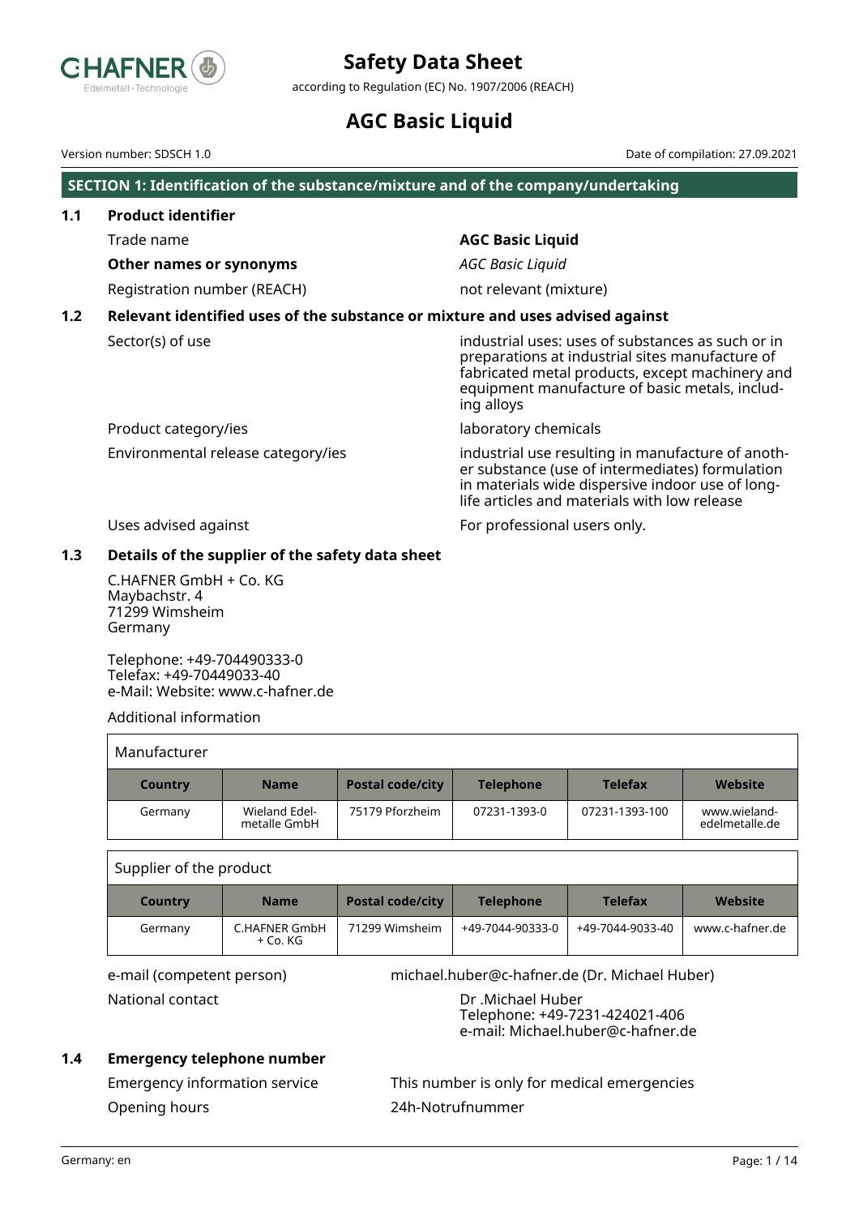# Safety Data Sheet

according to Regulation (EC) No. 1907/2006 (REACH)

# AGC Basic Liquid

Version number: SDSCH 1.0

Date of compilation: 27.09.2021

## SECTION 1: Identification of the substance/mixture and of the company/undertaking

### 1.1 Product identifier

Trade name: **AGC Basic Liquid**

**Other names or synonyms**: *AGC Basic Liquid*

Registration number (REACH): not relevant (mixture)

### 1.2 Relevant identified uses of the substance or mixture and uses advised against

Sector(s) of use: industrial uses: uses of substances as such or in preparations at industrial sites manufacture of fabricated metal products, except machinery and equipment manufacture of basic metals, including alloys

Product category/ies: laboratory chemicals

Environmental release category/ies: industrial use resulting in manufacture of another substance (use of intermediates) formulation in materials wide dispersive indoor use of long-life articles and materials with low release

Uses advised against: For professional users only.

### 1.3 Details of the supplier of the safety data sheet

C.HAFNER GmbH + Co. KG
Maybachstr. 4
71299 Wimsheim
Germany

Telephone: +49-704490333-0
Telefax: +49-70449033-40
e-Mail: Website: www.c-hafner.de

Additional information

Manufacturer

| Country | Name | Postal code/city | Telephone | Telefax | Website |
|---|---|---|---|---|---|
| Germany | Wieland Edelmetalle GmbH | 75179 Pforzheim | 07231-1393-0 | 07231-1393-100 | www.wieland-edelmetalle.de |

Supplier of the product

| Country | Name | Postal code/city | Telephone | Telefax | Website |
|---|---|---|---|---|---|
| Germany | C.HAFNER GmbH + Co. KG | 71299 Wimsheim | +49-7044-90333-0 | +49-7044-9033-40 | www.c-hafner.de |

e-mail (competent person): michael.huber@c-hafner.de (Dr. Michael Huber)

National contact: Dr .Michael Huber
Telephone: +49-7231-424021-406
e-mail: Michael.huber@c-hafner.de

### 1.4 Emergency telephone number

Emergency information service: This number is only for medical emergencies

Opening hours: 24h-Notrufnummer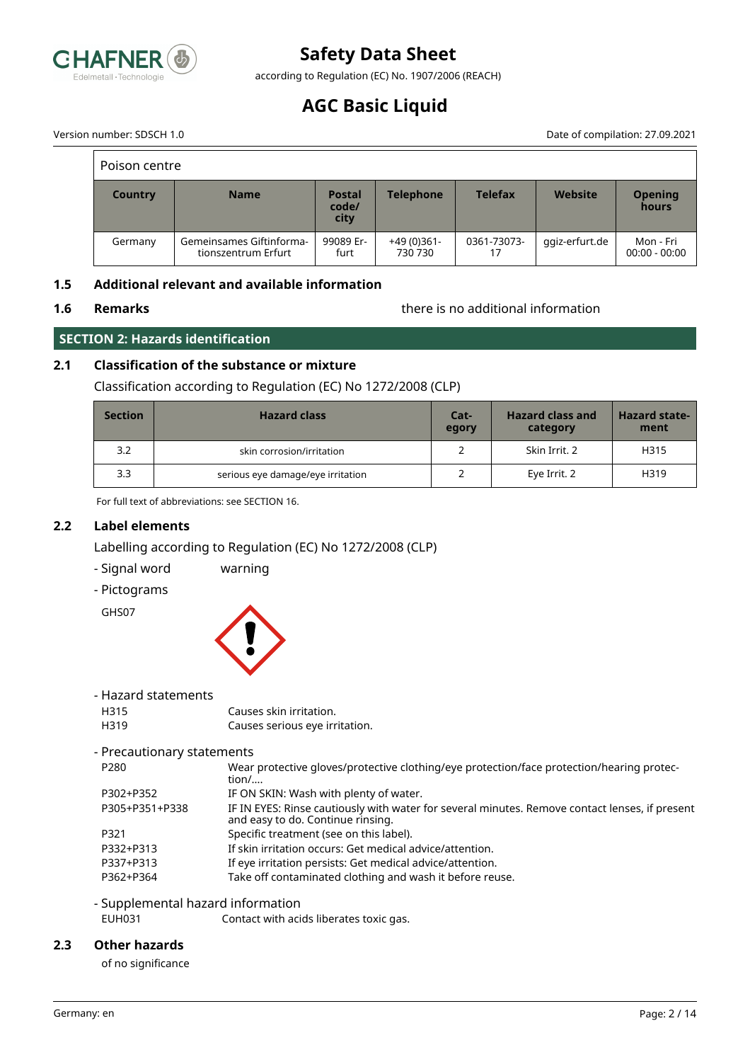| Poison centre | | | | | | |
|---|---|---|---|---|---|---|
| **Country** | **Name** | **Postal code/ city** | **Telephone** | **Telefax** | **Website** | **Opening hours** |
| Germany | Gemeinsames Giftinformationszentrum Erfurt | 99089 Erfurt | +49 (0)361-730 730 | 0361-73073-17 | ggiz-erfurt.de | Mon - Fri 00:00 - 00:00 |

### 1.5 Additional relevant and available information

### 1.6 Remarks

there is no additional information

## SECTION 2: Hazards identification

### 2.1 Classification of the substance or mixture

Classification according to Regulation (EC) No 1272/2008 (CLP)

| Section | Hazard class | Category | Hazard class and category | Hazard statement |
|---|---|---|---|---|
| 3.2 | skin corrosion/irritation | 2 | Skin Irrit. 2 | H315 |
| 3.3 | serious eye damage/eye irritation | 2 | Eye Irrit. 2 | H319 |

For full text of abbreviations: see SECTION 16.

### 2.2 Label elements

Labelling according to Regulation (EC) No 1272/2008 (CLP)

- Signal word warning

- Pictograms

GHS07

- Hazard statements

H315 Causes skin irritation.
H319 Causes serious eye irritation.

- Precautionary statements

| | |
|---|---|
| P280 | Wear protective gloves/protective clothing/eye protection/face protection/hearing protection/…. |
| P302+P352 | IF ON SKIN: Wash with plenty of water. |
| P305+P351+P338 | IF IN EYES: Rinse cautiously with water for several minutes. Remove contact lenses, if present and easy to do. Continue rinsing. |
| P321 | Specific treatment (see on this label). |
| P332+P313 | If skin irritation occurs: Get medical advice/attention. |
| P337+P313 | If eye irritation persists: Get medical advice/attention. |
| P362+P364 | Take off contaminated clothing and wash it before reuse. |

- Supplemental hazard information

EUH031 Contact with acids liberates toxic gas.

### 2.3 Other hazards

of no significance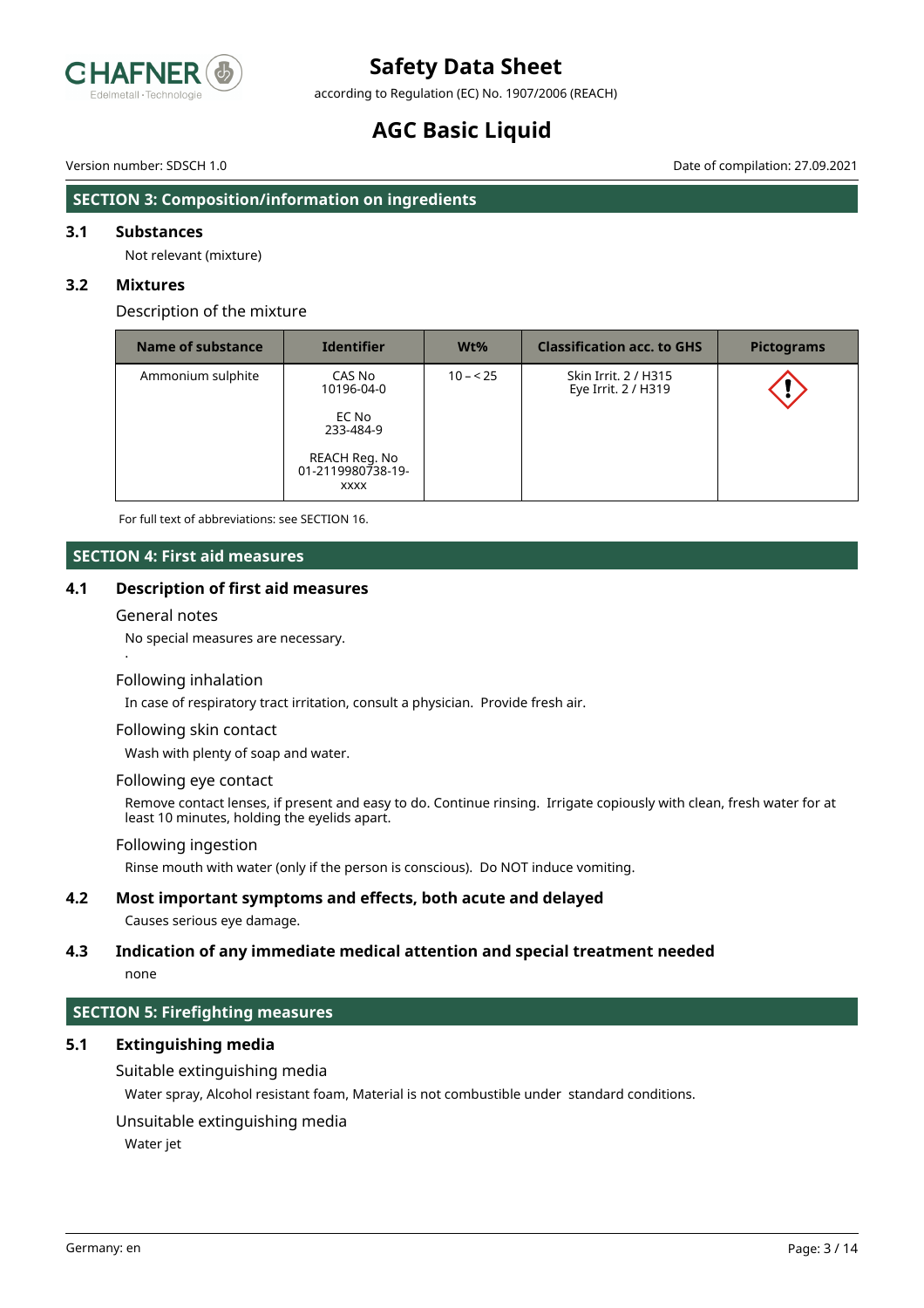## SECTION 3: Composition/information on ingredients

### 3.1 Substances

Not relevant (mixture)

### 3.2 Mixtures

Description of the mixture

| Name of substance | Identifier | Wt% | Classification acc. to GHS | Pictograms |
|---|---|---|---|---|
| Ammonium sulphite | CAS No 10196-04-0<br><br>EC No 233-484-9<br><br>REACH Reg. No 01-2119980738-19-xxxx | 10 – < 25 | Skin Irrit. 2 / H315<br>Eye Irrit. 2 / H319 | |

For full text of abbreviations: see SECTION 16.

## SECTION 4: First aid measures

### 4.1 Description of first aid measures

General notes

No special measures are necessary.

.

Following inhalation

In case of respiratory tract irritation, consult a physician. Provide fresh air.

Following skin contact

Wash with plenty of soap and water.

Following eye contact

Remove contact lenses, if present and easy to do. Continue rinsing. Irrigate copiously with clean, fresh water for at least 10 minutes, holding the eyelids apart.

Following ingestion

Rinse mouth with water (only if the person is conscious). Do NOT induce vomiting.

### 4.2 Most important symptoms and effects, both acute and delayed

Causes serious eye damage.

### 4.3 Indication of any immediate medical attention and special treatment needed

none

## SECTION 5: Firefighting measures

### 5.1 Extinguishing media

Suitable extinguishing media

Water spray, Alcohol resistant foam, Material is not combustible under standard conditions.

Unsuitable extinguishing media

Water jet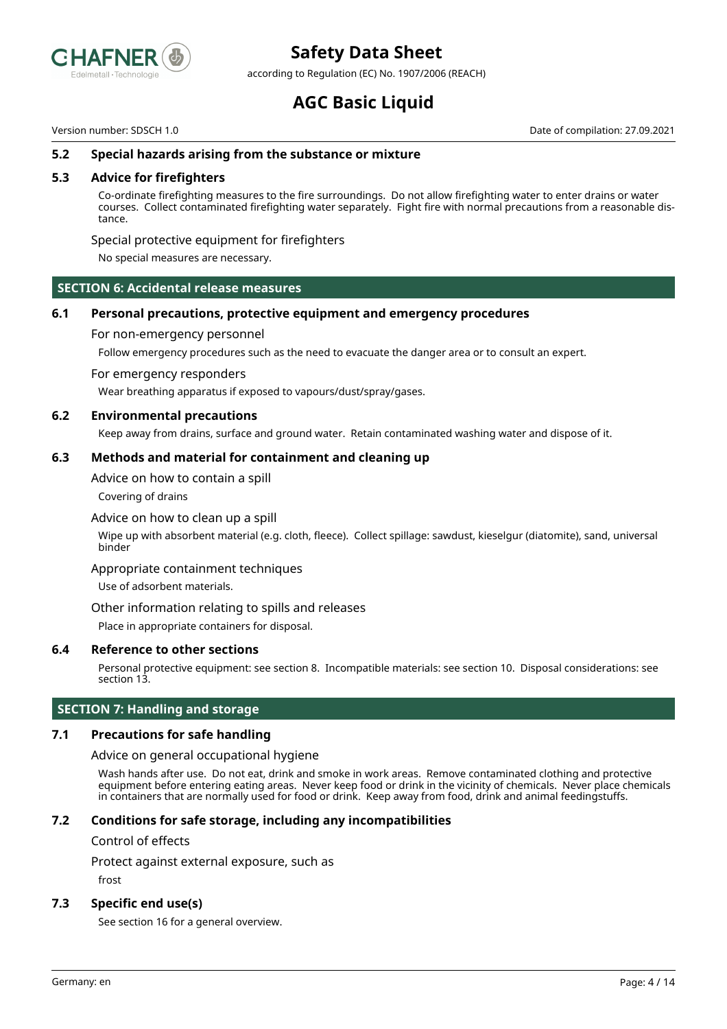### 5.2 Special hazards arising from the substance or mixture

### 5.3 Advice for firefighters

Co-ordinate firefighting measures to the fire surroundings. Do not allow firefighting water to enter drains or water courses. Collect contaminated firefighting water separately. Fight fire with normal precautions from a reasonable distance.

Special protective equipment for firefighters

No special measures are necessary.

## SECTION 6: Accidental release measures

### 6.1 Personal precautions, protective equipment and emergency procedures

For non-emergency personnel

Follow emergency procedures such as the need to evacuate the danger area or to consult an expert.

For emergency responders

Wear breathing apparatus if exposed to vapours/dust/spray/gases.

### 6.2 Environmental precautions

Keep away from drains, surface and ground water. Retain contaminated washing water and dispose of it.

### 6.3 Methods and material for containment and cleaning up

Advice on how to contain a spill

Covering of drains

Advice on how to clean up a spill

Wipe up with absorbent material (e.g. cloth, fleece). Collect spillage: sawdust, kieselgur (diatomite), sand, universal binder

Appropriate containment techniques

Use of adsorbent materials.

Other information relating to spills and releases

Place in appropriate containers for disposal.

### 6.4 Reference to other sections

Personal protective equipment: see section 8. Incompatible materials: see section 10. Disposal considerations: see section 13.

## SECTION 7: Handling and storage

### 7.1 Precautions for safe handling

Advice on general occupational hygiene

Wash hands after use. Do not eat, drink and smoke in work areas. Remove contaminated clothing and protective equipment before entering eating areas. Never keep food or drink in the vicinity of chemicals. Never place chemicals in containers that are normally used for food or drink. Keep away from food, drink and animal feedingstuffs.

### 7.2 Conditions for safe storage, including any incompatibilities

Control of effects

Protect against external exposure, such as

frost

### 7.3 Specific end use(s)

See section 16 for a general overview.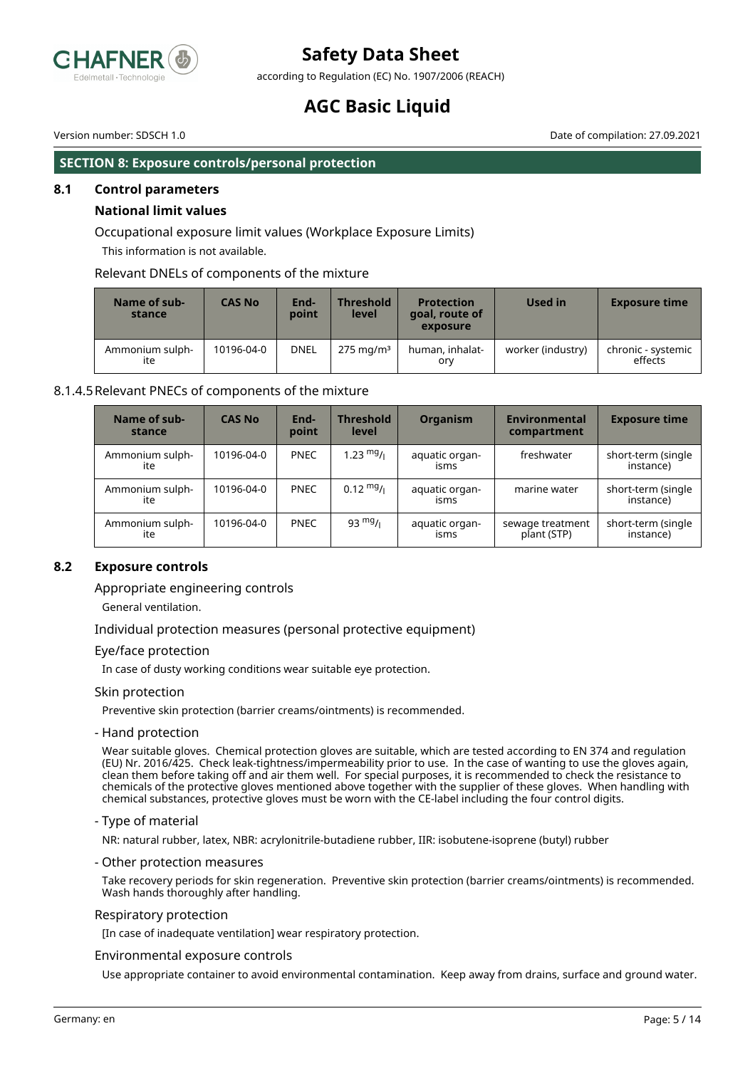## SECTION 8: Exposure controls/personal protection

### 8.1 Control parameters

#### National limit values

Occupational exposure limit values (Workplace Exposure Limits)

This information is not available.

Relevant DNELs of components of the mixture

| Name of substance | CAS No | End-point | Threshold level | Protection goal, route of exposure | Used in | Exposure time |
|---|---|---|---|---|---|---|
| Ammonium sulphite | 10196-04-0 | DNEL | 275 mg/m³ | human, inhalatory | worker (industry) | chronic - systemic effects |

8.1.4.5 Relevant PNECs of components of the mixture

| Name of substance | CAS No | End-point | Threshold level | Organism | Environmental compartment | Exposure time |
|---|---|---|---|---|---|---|
| Ammonium sulphite | 10196-04-0 | PNEC | 1.23 $^{mg}/_{l}$ | aquatic organisms | freshwater | short-term (single instance) |
| Ammonium sulphite | 10196-04-0 | PNEC | 0.12 $^{mg}/_{l}$ | aquatic organisms | marine water | short-term (single instance) |
| Ammonium sulphite | 10196-04-0 | PNEC | 93 $^{mg}/_{l}$ | aquatic organisms | sewage treatment plant (STP) | short-term (single instance) |

### 8.2 Exposure controls

Appropriate engineering controls

General ventilation.

Individual protection measures (personal protective equipment)

Eye/face protection

In case of dusty working conditions wear suitable eye protection.

Skin protection

Preventive skin protection (barrier creams/ointments) is recommended.

- Hand protection

Wear suitable gloves. Chemical protection gloves are suitable, which are tested according to EN 374 and regulation (EU) Nr. 2016/425. Check leak-tightness/impermeability prior to use. In the case of wanting to use the gloves again, clean them before taking off and air them well. For special purposes, it is recommended to check the resistance to chemicals of the protective gloves mentioned above together with the supplier of these gloves. When handling with chemical substances, protective gloves must be worn with the CE-label including the four control digits.

- Type of material

NR: natural rubber, latex, NBR: acrylonitrile-butadiene rubber, IIR: isobutene-isoprene (butyl) rubber

- Other protection measures

Take recovery periods for skin regeneration. Preventive skin protection (barrier creams/ointments) is recommended. Wash hands thoroughly after handling.

Respiratory protection

[In case of inadequate ventilation] wear respiratory protection.

Environmental exposure controls

Use appropriate container to avoid environmental contamination. Keep away from drains, surface and ground water.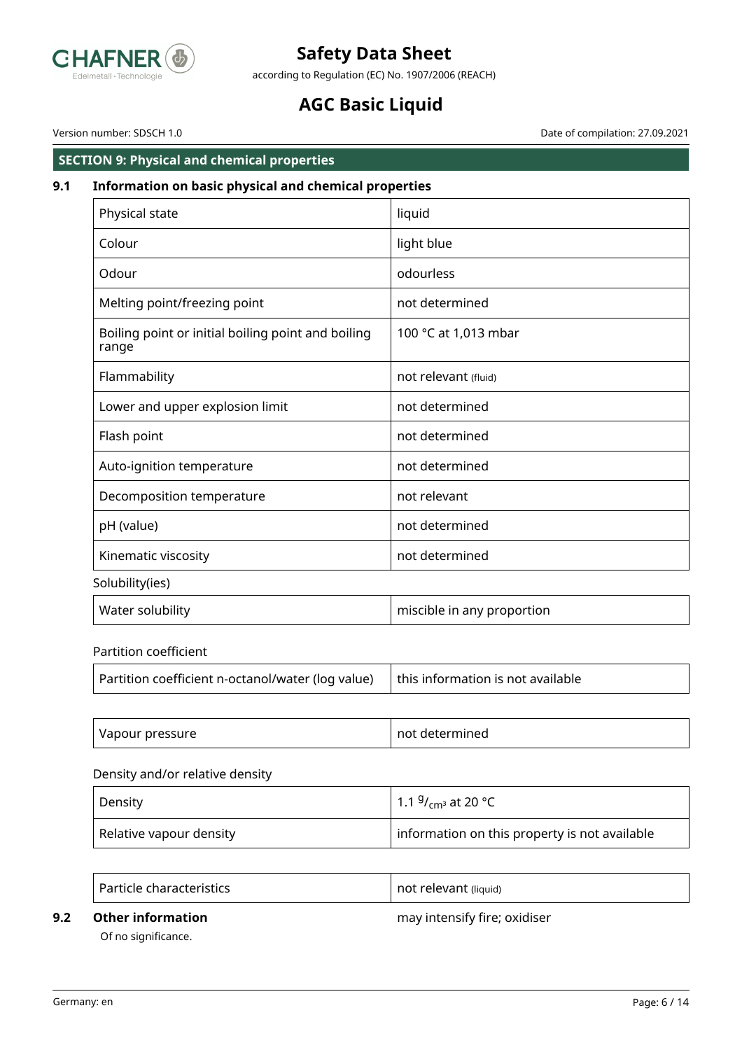## SECTION 9: Physical and chemical properties

### 9.1 Information on basic physical and chemical properties

| Physical state | liquid |
|---|---|
| Colour | light blue |
| Odour | odourless |
| Melting point/freezing point | not determined |
| Boiling point or initial boiling point and boiling range | 100 °C at 1,013 mbar |
| Flammability | not relevant (fluid) |
| Lower and upper explosion limit | not determined |
| Flash point | not determined |
| Auto-ignition temperature | not determined |
| Decomposition temperature | not relevant |
| pH (value) | not determined |
| Kinematic viscosity | not determined |

Solubility(ies)

| Water solubility | miscible in any proportion |
|---|---|

Partition coefficient

| Partition coefficient n-octanol/water (log value) | this information is not available |
|---|---|

| Vapour pressure | not determined |
|---|---|

Density and/or relative density

| Density | 1.1 $^{g}/_{cm^3}$ at 20 °C |
|---|---|
| Relative vapour density | information on this property is not available |

| Particle characteristics | not relevant (liquid) |
|---|---|

### 9.2 Other information

may intensify fire; oxidiser

Of no significance.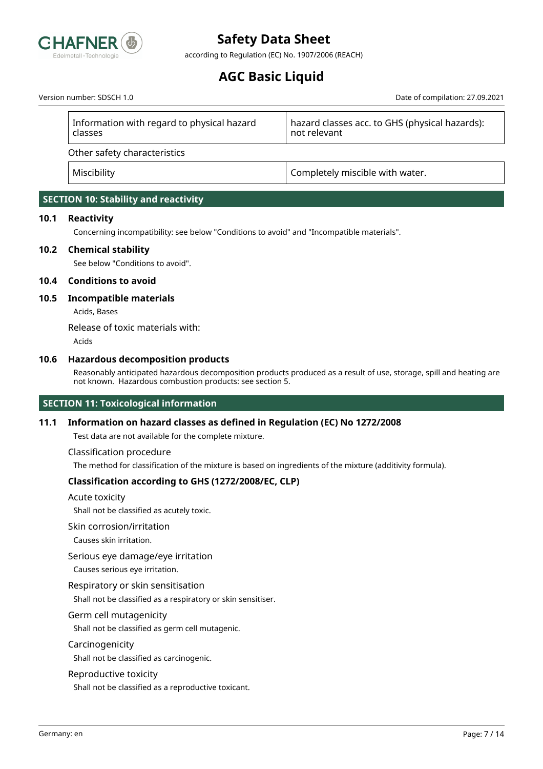| Information with regard to physical hazard classes | hazard classes acc. to GHS (physical hazards): not relevant |
|---|---|

Other safety characteristics

| Miscibility | Completely miscible with water. |
|---|---|

## SECTION 10: Stability and reactivity

### 10.1 Reactivity

Concerning incompatibility: see below "Conditions to avoid" and "Incompatible materials".

### 10.2 Chemical stability

See below "Conditions to avoid".

### 10.4 Conditions to avoid

### 10.5 Incompatible materials

Acids, Bases

Release of toxic materials with:

Acids

### 10.6 Hazardous decomposition products

Reasonably anticipated hazardous decomposition products produced as a result of use, storage, spill and heating are not known. Hazardous combustion products: see section 5.

## SECTION 11: Toxicological information

### 11.1 Information on hazard classes as defined in Regulation (EC) No 1272/2008

Test data are not available for the complete mixture.

Classification procedure

The method for classification of the mixture is based on ingredients of the mixture (additivity formula).

**Classification according to GHS (1272/2008/EC, CLP)**

Acute toxicity

Shall not be classified as acutely toxic.

Skin corrosion/irritation

Causes skin irritation.

Serious eye damage/eye irritation

Causes serious eye irritation.

Respiratory or skin sensitisation

Shall not be classified as a respiratory or skin sensitiser.

Germ cell mutagenicity

Shall not be classified as germ cell mutagenic.

Carcinogenicity

Shall not be classified as carcinogenic.

Reproductive toxicity

Shall not be classified as a reproductive toxicant.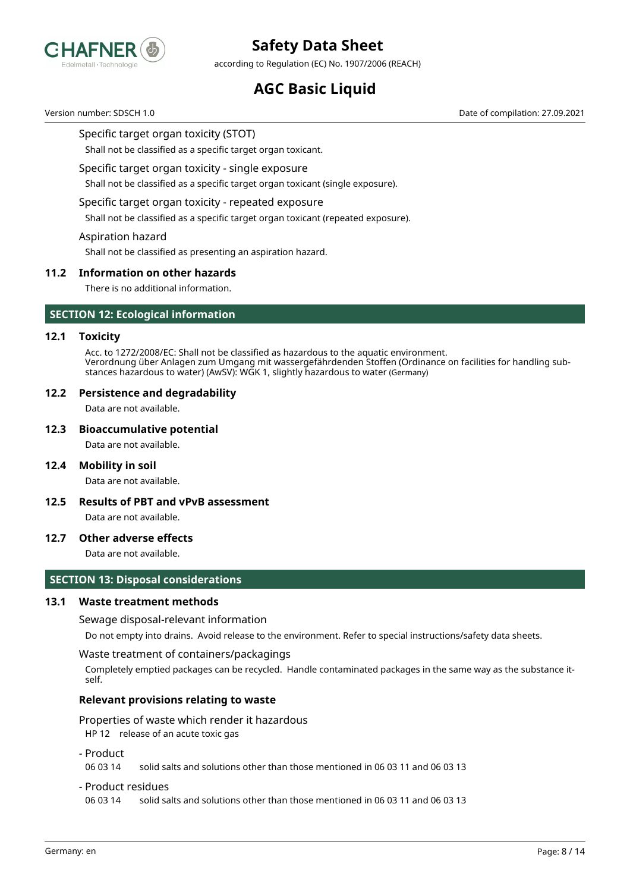Specific target organ toxicity (STOT)

Shall not be classified as a specific target organ toxicant.

Specific target organ toxicity - single exposure

Shall not be classified as a specific target organ toxicant (single exposure).

Specific target organ toxicity - repeated exposure

Shall not be classified as a specific target organ toxicant (repeated exposure).

Aspiration hazard

Shall not be classified as presenting an aspiration hazard.

### 11.2 Information on other hazards

There is no additional information.

## SECTION 12: Ecological information

### 12.1 Toxicity

Acc. to 1272/2008/EC: Shall not be classified as hazardous to the aquatic environment.
Verordnung über Anlagen zum Umgang mit wassergefährdenden Stoffen (Ordinance on facilities for handling substances hazardous to water) (AwSV): WGK 1, slightly hazardous to water (Germany)

### 12.2 Persistence and degradability

Data are not available.

### 12.3 Bioaccumulative potential

Data are not available.

### 12.4 Mobility in soil

Data are not available.

### 12.5 Results of PBT and vPvB assessment

Data are not available.

### 12.7 Other adverse effects

Data are not available.

## SECTION 13: Disposal considerations

### 13.1 Waste treatment methods

Sewage disposal-relevant information

Do not empty into drains. Avoid release to the environment. Refer to special instructions/safety data sheets.

Waste treatment of containers/packagings

Completely emptied packages can be recycled. Handle contaminated packages in the same way as the substance itself.

**Relevant provisions relating to waste**

Properties of waste which render it hazardous

HP 12 release of an acute toxic gas

- Product

06 03 14 solid salts and solutions other than those mentioned in 06 03 11 and 06 03 13

- Product residues

06 03 14 solid salts and solutions other than those mentioned in 06 03 11 and 06 03 13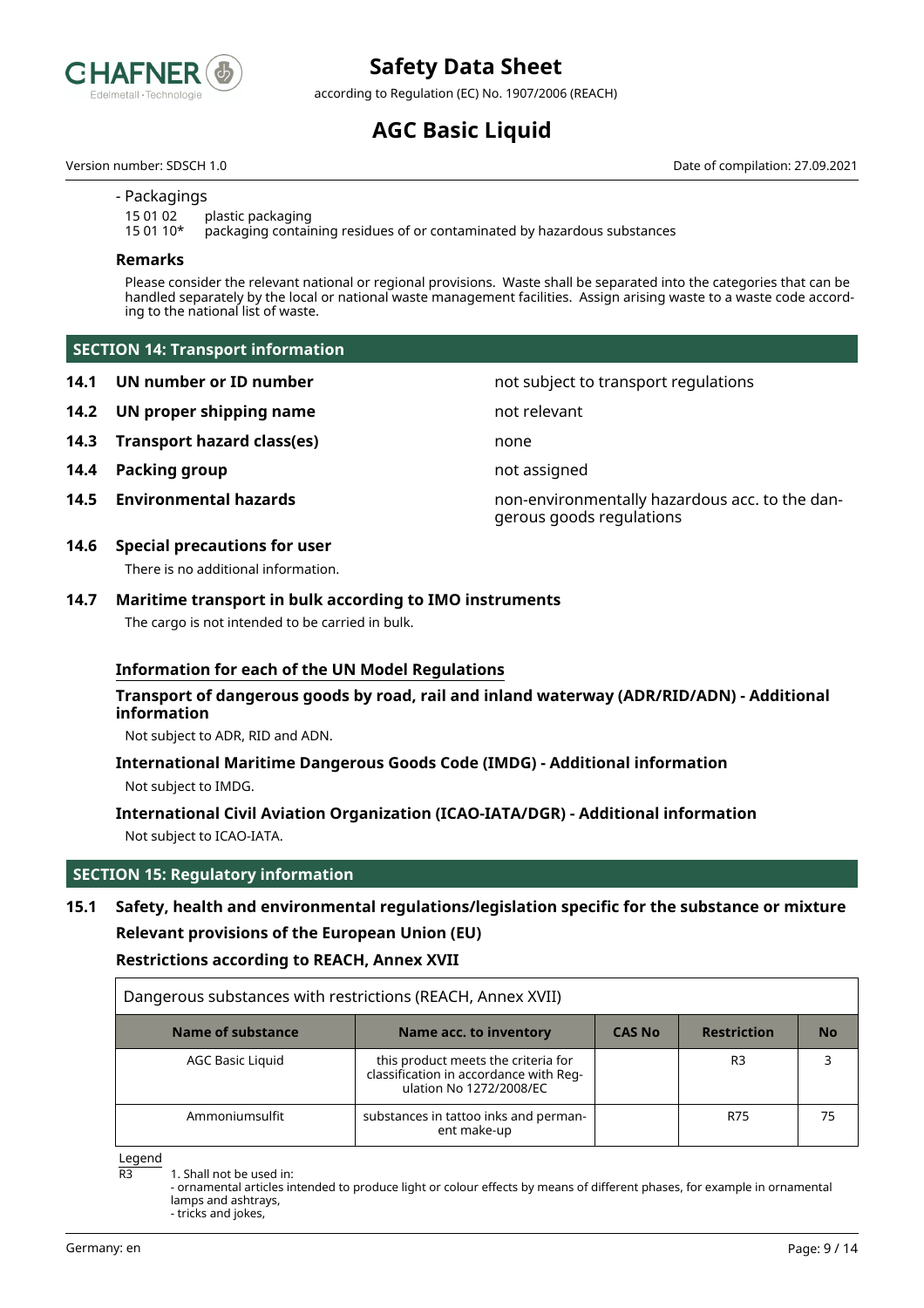- Packagings

15 01 02 plastic packaging
15 01 10* packaging containing residues of or contaminated by hazardous substances

**Remarks**

Please consider the relevant national or regional provisions. Waste shall be separated into the categories that can be handled separately by the local or national waste management facilities. Assign arising waste to a waste code according to the national list of waste.

## SECTION 14: Transport information

| | | |
|---|---|---|
| **14.1** | **UN number or ID number** | not subject to transport regulations |
| **14.2** | **UN proper shipping name** | not relevant |
| **14.3** | **Transport hazard class(es)** | none |
| **14.4** | **Packing group** | not assigned |
| **14.5** | **Environmental hazards** | non-environmentally hazardous acc. to the dangerous goods regulations |

### 14.6 Special precautions for user

There is no additional information.

### 14.7 Maritime transport in bulk according to IMO instruments

The cargo is not intended to be carried in bulk.

**Information for each of the UN Model Regulations**

**Transport of dangerous goods by road, rail and inland waterway (ADR/RID/ADN) - Additional information**

Not subject to ADR, RID and ADN.

**International Maritime Dangerous Goods Code (IMDG) - Additional information**

Not subject to IMDG.

**International Civil Aviation Organization (ICAO-IATA/DGR) - Additional information**

Not subject to ICAO-IATA.

## SECTION 15: Regulatory information

### 15.1 Safety, health and environmental regulations/legislation specific for the substance or mixture

**Relevant provisions of the European Union (EU)**

**Restrictions according to REACH, Annex XVII**

Dangerous substances with restrictions (REACH, Annex XVII)

| Name of substance | Name acc. to inventory | CAS No | Restriction | No |
|---|---|---|---|---|
| AGC Basic Liquid | this product meets the criteria for classification in accordance with Regulation No 1272/2008/EC | | R3 | 3 |
| Ammoniumsulfit | substances in tattoo inks and permanent make-up | | R75 | 75 |

Legend

R3 1. Shall not be used in:
- ornamental articles intended to produce light or colour effects by means of different phases, for example in ornamental lamps and ashtrays,
- tricks and jokes,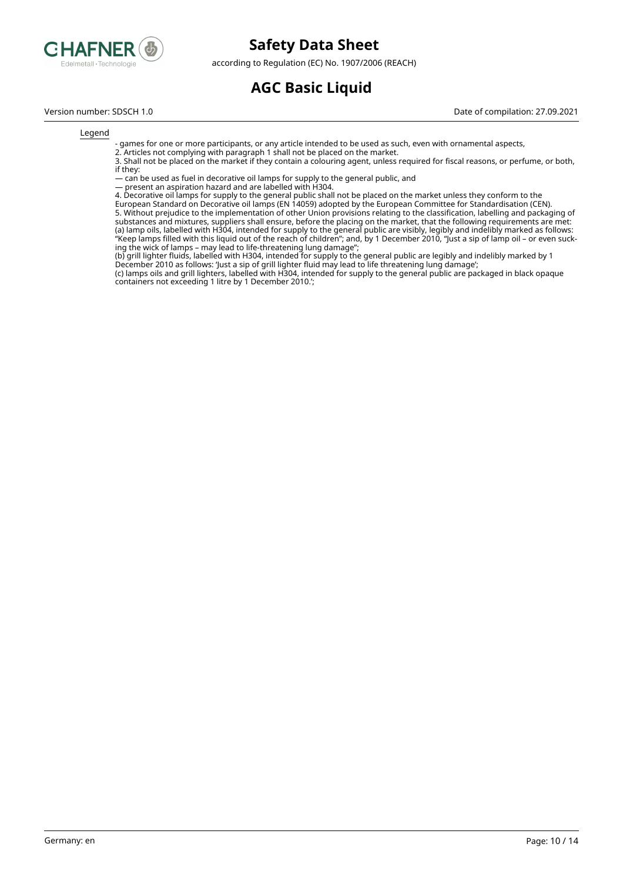Legend

- games for one or more participants, or any article intended to be used as such, even with ornamental aspects,
2. Articles not complying with paragraph 1 shall not be placed on the market.
3. Shall not be placed on the market if they contain a colouring agent, unless required for fiscal reasons, or perfume, or both, if they:
— can be used as fuel in decorative oil lamps for supply to the general public, and
— present an aspiration hazard and are labelled with H304.
4. Decorative oil lamps for supply to the general public shall not be placed on the market unless they conform to the European Standard on Decorative oil lamps (EN 14059) adopted by the European Committee for Standardisation (CEN).
5. Without prejudice to the implementation of other Union provisions relating to the classification, labelling and packaging of substances and mixtures, suppliers shall ensure, before the placing on the market, that the following requirements are met:
(a) lamp oils, labelled with H304, intended for supply to the general public are visibly, legibly and indelibly marked as follows: "Keep lamps filled with this liquid out of the reach of children"; and, by 1 December 2010, "Just a sip of lamp oil – or even sucking the wick of lamps – may lead to life-threatening lung damage";
(b) grill lighter fluids, labelled with H304, intended for supply to the general public are legibly and indelibly marked by 1 December 2010 as follows: 'Just a sip of grill lighter fluid may lead to life threatening lung damage';
(c) lamps oils and grill lighters, labelled with H304, intended for supply to the general public are packaged in black opaque containers not exceeding 1 litre by 1 December 2010.';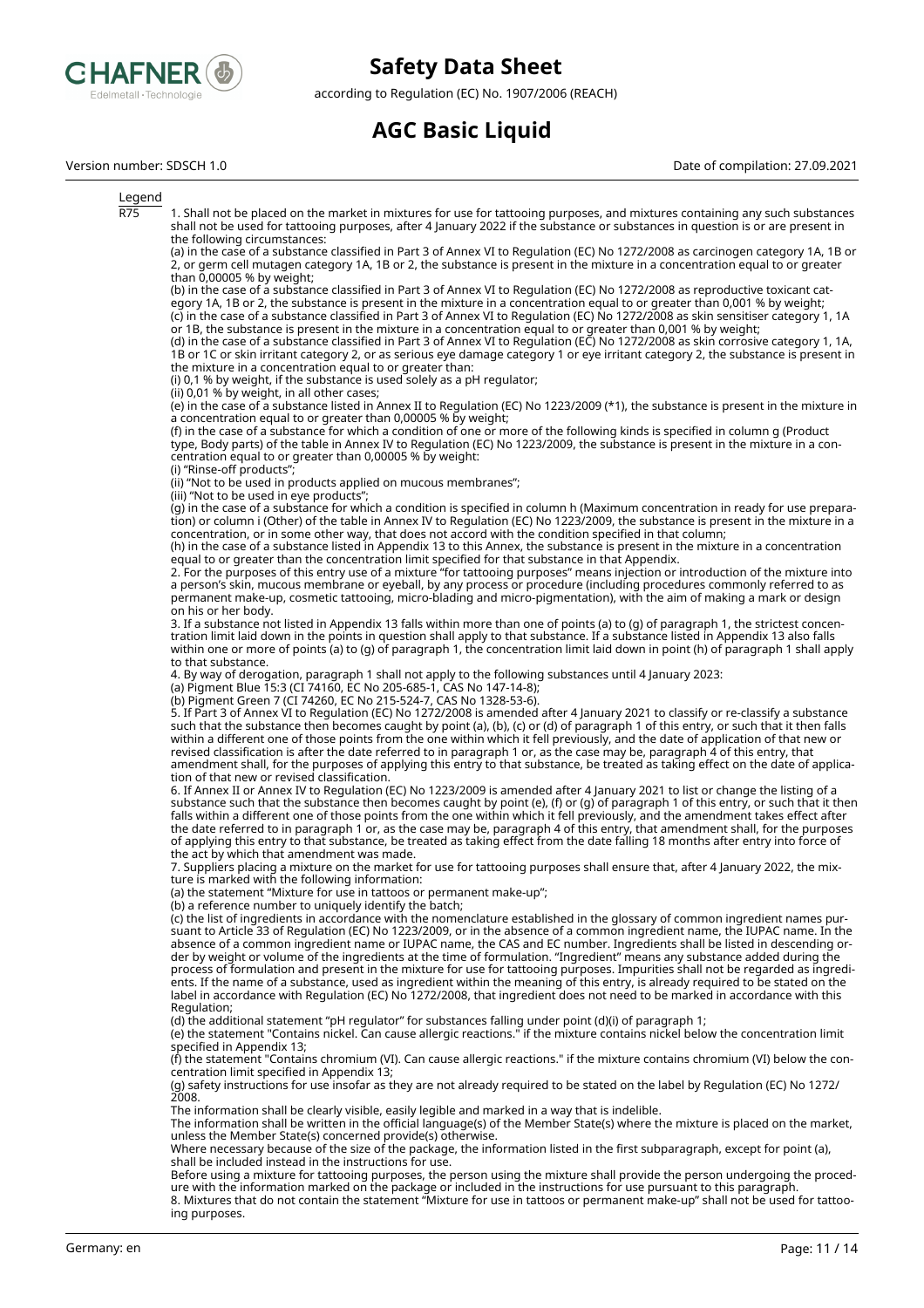Legend

| | |
|---|---|
| R75 | 1. Shall not be placed on the market in mixtures for use for tattooing purposes, and mixtures containing any such substances shall not be used for tattooing purposes, after 4 January 2022 if the substance or substances in question is or are present in the following circumstances:<br>(a) in the case of a substance classified in Part 3 of Annex VI to Regulation (EC) No 1272/2008 as carcinogen category 1A, 1B or 2, or germ cell mutagen category 1A, 1B or 2, the substance is present in the mixture in a concentration equal to or greater than 0,00005 % by weight;<br>(b) in the case of a substance classified in Part 3 of Annex VI to Regulation (EC) No 1272/2008 as reproductive toxicant category 1A, 1B or 2, the substance is present in the mixture in a concentration equal to or greater than 0,001 % by weight;<br>(c) in the case of a substance classified in Part 3 of Annex VI to Regulation (EC) No 1272/2008 as skin sensitiser category 1, 1A or 1B, the substance is present in the mixture in a concentration equal to or greater than 0,001 % by weight;<br>(d) in the case of a substance classified in Part 3 of Annex VI to Regulation (EC) No 1272/2008 as skin corrosive category 1, 1A, 1B or 1C or skin irritant category 2, or as serious eye damage category 1 or eye irritant category 2, the substance is present in the mixture in a concentration equal to or greater than:<br>(i) 0,1 % by weight, if the substance is used solely as a pH regulator;<br>(ii) 0,01 % by weight, in all other cases;<br>(e) in the case of a substance listed in Annex II to Regulation (EC) No 1223/2009 (*1), the substance is present in the mixture in a concentration equal to or greater than 0,00005 % by weight;<br>(f) in the case of a substance for which a condition of one or more of the following kinds is specified in column g (Product type, Body parts) of the table in Annex IV to Regulation (EC) No 1223/2009, the substance is present in the mixture in a concentration equal to or greater than 0,00005 % by weight:<br>(i) "Rinse-off products";<br>(ii) "Not to be used in products applied on mucous membranes";<br>(iii) "Not to be used in eye products";<br>(g) in the case of a substance for which a condition is specified in column h (Maximum concentration in ready for use preparation) or column i (Other) of the table in Annex IV to Regulation (EC) No 1223/2009, the substance is present in the mixture in a concentration, or in some other way, that does not accord with the condition specified in that column;<br>(h) in the case of a substance listed in Appendix 13 to this Annex, the substance is present in the mixture in a concentration equal to or greater than the concentration limit specified for that substance in that Appendix.<br>2. For the purposes of this entry use of a mixture "for tattooing purposes" means injection or introduction of the mixture into a person's skin, mucous membrane or eyeball, by any process or procedure (including procedures commonly referred to as permanent make-up, cosmetic tattooing, micro-blading and micro-pigmentation), with the aim of making a mark or design on his or her body.<br>3. If a substance not listed in Appendix 13 falls within more than one of points (a) to (g) of paragraph 1, the strictest concentration limit laid down in the points in question shall apply to that substance. If a substance listed in Appendix 13 also falls within one or more of points (a) to (g) of paragraph 1, the concentration limit laid down in point (h) of paragraph 1 shall apply to that substance.<br>4. By way of derogation, paragraph 1 shall not apply to the following substances until 4 January 2023:<br>(a) Pigment Blue 15:3 (CI 74160, EC No 205-685-1, CAS No 147-14-8);<br>(b) Pigment Green 7 (CI 74260, EC No 215-524-7, CAS No 1328-53-6).<br>5. If Part 3 of Annex VI to Regulation (EC) No 1272/2008 is amended after 4 January 2021 to classify or re-classify a substance such that the substance then becomes caught by point (a), (b), (c) or (d) of paragraph 1 of this entry, or such that it then falls within a different one of those points from the one within which it fell previously, and the date of application of that new or revised classification is after the date referred to in paragraph 1 or, as the case may be, paragraph 4 of this entry, that amendment shall, for the purposes of applying this entry to that substance, be treated as taking effect on the date of application of that new or revised classification.<br>6. If Annex II or Annex IV to Regulation (EC) No 1223/2009 is amended after 4 January 2021 to list or change the listing of a substance such that the substance then becomes caught by point (e), (f) or (g) of paragraph 1 of this entry, or such that it then falls within a different one of those points from the one within which it fell previously, and the amendment takes effect after the date referred to in paragraph 1 or, as the case may be, paragraph 4 of this entry, that amendment shall, for the purposes of applying this entry to that substance, be treated as taking effect from the date falling 18 months after entry into force of the act by which that amendment was made.<br>7. Suppliers placing a mixture on the market for use for tattooing purposes shall ensure that, after 4 January 2022, the mixture is marked with the following information:<br>(a) the statement "Mixture for use in tattoos or permanent make-up";<br>(b) a reference number to uniquely identify the batch;<br>(c) the list of ingredients in accordance with the nomenclature established in the glossary of common ingredient names pursuant to Article 33 of Regulation (EC) No 1223/2009, or in the absence of a common ingredient name, the IUPAC name. In the absence of a common ingredient name or IUPAC name, the CAS and EC number. Ingredients shall be listed in descending order by weight or volume of the ingredients at the time of formulation. "Ingredient" means any substance added during the process of formulation and present in the mixture for use for tattooing purposes. Impurities shall not be regarded as ingredients. If the name of a substance, used as ingredient within the meaning of this entry, is already required to be stated on the label in accordance with Regulation (EC) No 1272/2008, that ingredient does not need to be marked in accordance with this Regulation;<br>(d) the additional statement "pH regulator" for substances falling under point (d)(i) of paragraph 1;<br>(e) the statement "Contains nickel. Can cause allergic reactions." if the mixture contains nickel below the concentration limit specified in Appendix 13;<br>(f) the statement "Contains chromium (VI). Can cause allergic reactions." if the mixture contains chromium (VI) below the concentration limit specified in Appendix 13;<br>(g) safety instructions for use insofar as they are not already required to be stated on the label by Regulation (EC) No 1272/2008.<br>The information shall be clearly visible, easily legible and marked in a way that is indelible.<br>The information shall be written in the official language(s) of the Member State(s) where the mixture is placed on the market, unless the Member State(s) concerned provide(s) otherwise.<br>Where necessary because of the size of the package, the information listed in the first subparagraph, except for point (a), shall be included instead in the instructions for use.<br>Before using a mixture for tattooing purposes, the person using the mixture shall provide the person undergoing the procedure with the information marked on the package or included in the instructions for use pursuant to this paragraph.<br>8. Mixtures that do not contain the statement "Mixture for use in tattoos or permanent make-up" shall not be used for tattooing purposes. |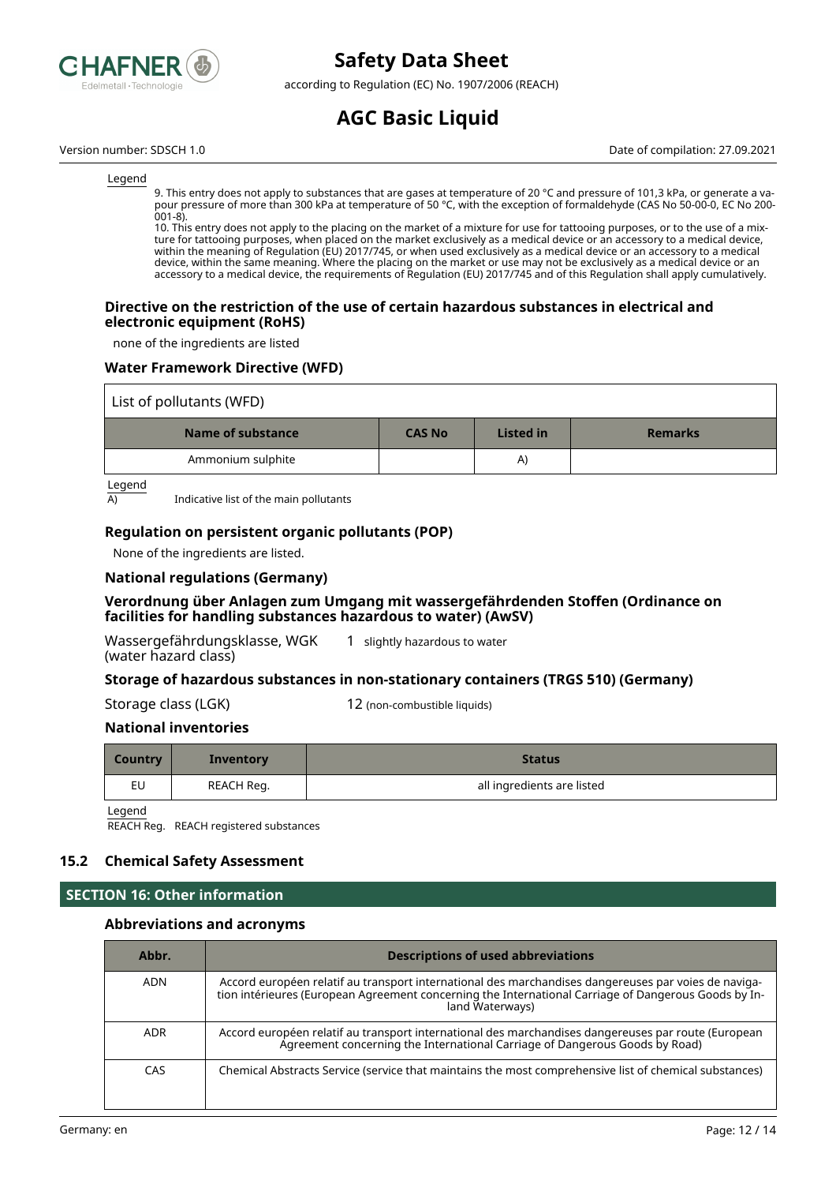Legend

9. This entry does not apply to substances that are gases at temperature of 20 °C and pressure of 101,3 kPa, or generate a vapour pressure of more than 300 kPa at temperature of 50 °C, with the exception of formaldehyde (CAS No 50-00-0, EC No 200-001-8).
10. This entry does not apply to the placing on the market of a mixture for use for tattooing purposes, or to the use of a mixture for tattooing purposes, when placed on the market exclusively as a medical device or an accessory to a medical device, within the meaning of Regulation (EU) 2017/745, or when used exclusively as a medical device or an accessory to a medical device, within the same meaning. Where the placing on the market or use may not be exclusively as a medical device or an accessory to a medical device, the requirements of Regulation (EU) 2017/745 and of this Regulation shall apply cumulatively.

### Directive on the restriction of the use of certain hazardous substances in electrical and electronic equipment (RoHS)

none of the ingredients are listed

### Water Framework Directive (WFD)

List of pollutants (WFD)

| Name of substance | CAS No | Listed in | Remarks |
|---|---|---|---|
| Ammonium sulphite | | A) | |

Legend

A) Indicative list of the main pollutants

### Regulation on persistent organic pollutants (POP)

None of the ingredients are listed.

### National regulations (Germany)

### Verordnung über Anlagen zum Umgang mit wassergefährdenden Stoffen (Ordinance on facilities for handling substances hazardous to water) (AwSV)

Wassergefährdungsklasse, WGK (water hazard class): 1 slightly hazardous to water

### Storage of hazardous substances in non-stationary containers (TRGS 510) (Germany)

Storage class (LGK): 12 (non-combustible liquids)

### National inventories

| Country | Inventory | Status |
|---|---|---|
| EU | REACH Reg. | all ingredients are listed |

Legend

REACH Reg. REACH registered substances

## 15.2 Chemical Safety Assessment

## SECTION 16: Other information

### Abbreviations and acronyms

| Abbr. | Descriptions of used abbreviations |
|---|---|
| ADN | Accord européen relatif au transport international des marchandises dangereuses par voies de navigation intérieures (European Agreement concerning the International Carriage of Dangerous Goods by Inland Waterways) |
| ADR | Accord européen relatif au transport international des marchandises dangereuses par route (European Agreement concerning the International Carriage of Dangerous Goods by Road) |
| CAS | Chemical Abstracts Service (service that maintains the most comprehensive list of chemical substances) |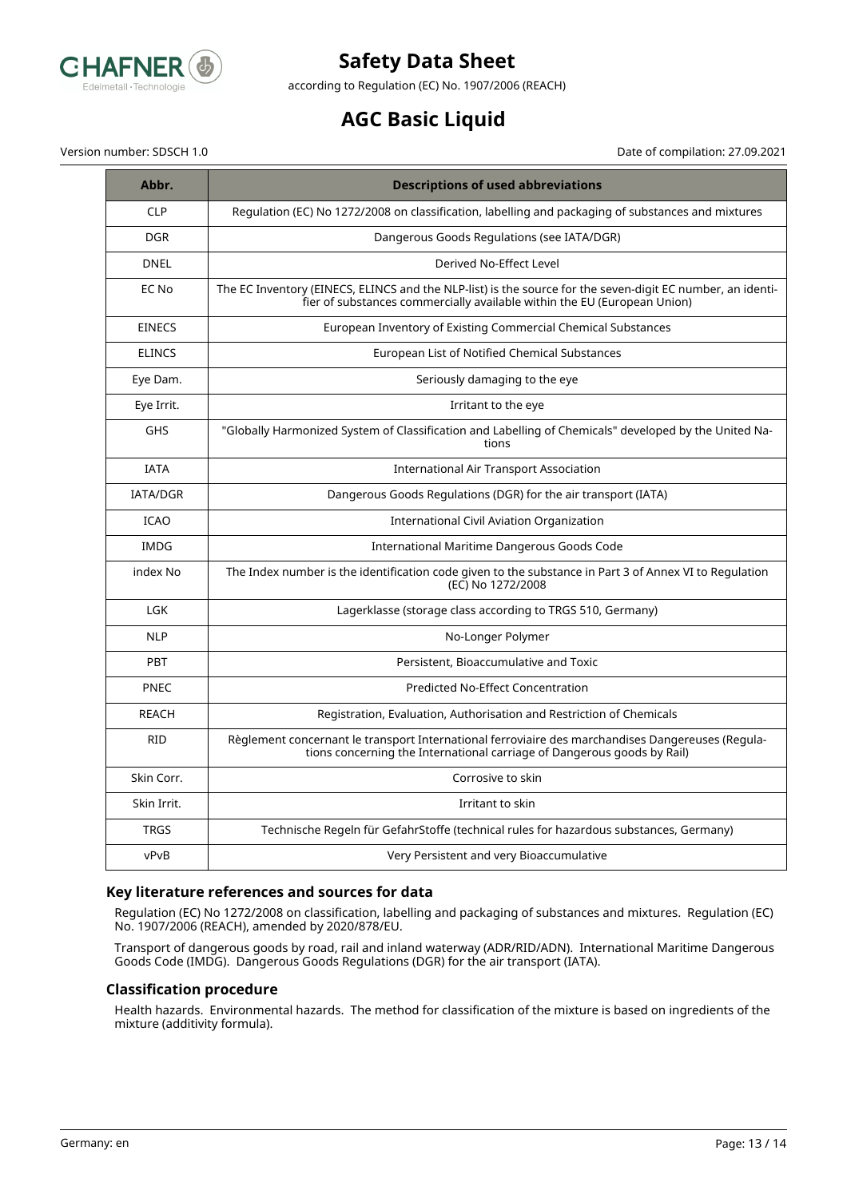| Abbr. | Descriptions of used abbreviations |
|---|---|
| CLP | Regulation (EC) No 1272/2008 on classification, labelling and packaging of substances and mixtures |
| DGR | Dangerous Goods Regulations (see IATA/DGR) |
| DNEL | Derived No-Effect Level |
| EC No | The EC Inventory (EINECS, ELINCS and the NLP-list) is the source for the seven-digit EC number, an identifier of substances commercially available within the EU (European Union) |
| EINECS | European Inventory of Existing Commercial Chemical Substances |
| ELINCS | European List of Notified Chemical Substances |
| Eye Dam. | Seriously damaging to the eye |
| Eye Irrit. | Irritant to the eye |
| GHS | "Globally Harmonized System of Classification and Labelling of Chemicals" developed by the United Nations |
| IATA | International Air Transport Association |
| IATA/DGR | Dangerous Goods Regulations (DGR) for the air transport (IATA) |
| ICAO | International Civil Aviation Organization |
| IMDG | International Maritime Dangerous Goods Code |
| index No | The Index number is the identification code given to the substance in Part 3 of Annex VI to Regulation (EC) No 1272/2008 |
| LGK | Lagerklasse (storage class according to TRGS 510, Germany) |
| NLP | No-Longer Polymer |
| PBT | Persistent, Bioaccumulative and Toxic |
| PNEC | Predicted No-Effect Concentration |
| REACH | Registration, Evaluation, Authorisation and Restriction of Chemicals |
| RID | Règlement concernant le transport International ferroviaire des marchandises Dangereuses (Regulations concerning the International carriage of Dangerous goods by Rail) |
| Skin Corr. | Corrosive to skin |
| Skin Irrit. | Irritant to skin |
| TRGS | Technische Regeln für GefahrStoffe (technical rules for hazardous substances, Germany) |
| vPvB | Very Persistent and very Bioaccumulative |

### Key literature references and sources for data

Regulation (EC) No 1272/2008 on classification, labelling and packaging of substances and mixtures. Regulation (EC) No. 1907/2006 (REACH), amended by 2020/878/EU.

Transport of dangerous goods by road, rail and inland waterway (ADR/RID/ADN). International Maritime Dangerous Goods Code (IMDG). Dangerous Goods Regulations (DGR) for the air transport (IATA).

### Classification procedure

Health hazards. Environmental hazards. The method for classification of the mixture is based on ingredients of the mixture (additivity formula).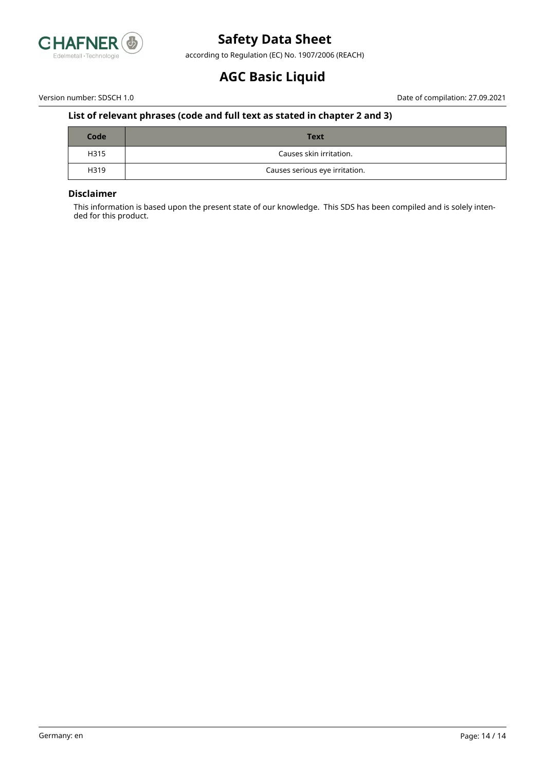### List of relevant phrases (code and full text as stated in chapter 2 and 3)

| Code | Text |
| --- | --- |
| H315 | Causes skin irritation. |
| H319 | Causes serious eye irritation. |

### Disclaimer

This information is based upon the present state of our knowledge. This SDS has been compiled and is solely intended for this product.